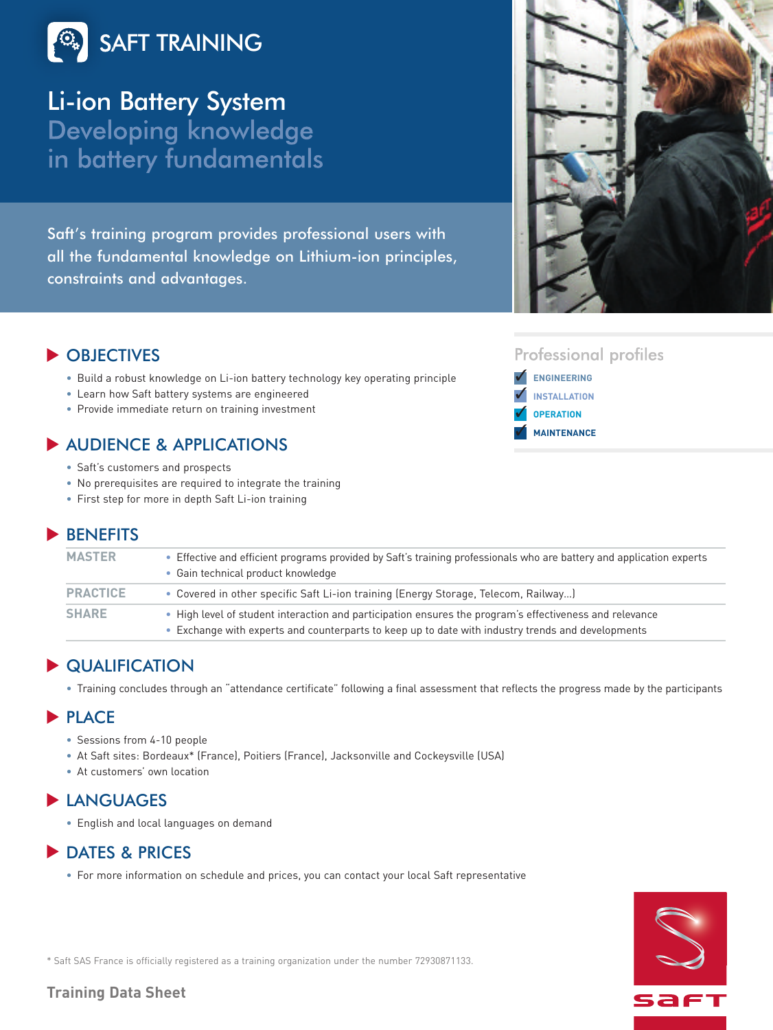# SAFT TRAINING

## Li-ion Battery System
## Developing knowledge in battery fundamentals

Saft's training program provides professional users with all the fundamental knowledge on Lithium-ion principles, constraints and advantages.

### Professional profiles

- ✔ ENGINEERING
- ✔ INSTALLATION
- ✔ OPERATION
- ✔ MAINTENANCE

## OBJECTIVES

- Build a robust knowledge on Li-ion battery technology key operating principle
- Learn how Saft battery systems are engineered
- Provide immediate return on training investment

## AUDIENCE & APPLICATIONS

- Saft's customers and prospects
- No prerequisites are required to integrate the training
- First step for more in depth Saft Li-ion training

## BENEFITS

| | |
|---|---|
| MASTER | • Effective and efficient programs provided by Saft's training professionals who are battery and application experts<br>• Gain technical product knowledge |
| PRACTICE | • Covered in other specific Saft Li-ion training (Energy Storage, Telecom, Railway…) |
| SHARE | • High level of student interaction and participation ensures the program's effectiveness and relevance<br>• Exchange with experts and counterparts to keep up to date with industry trends and developments |

## QUALIFICATION

- Training concludes through an "attendance certificate" following a final assessment that reflects the progress made by the participants

## PLACE

- Sessions from 4-10 people
- At Saft sites: Bordeaux* (France), Poitiers (France), Jacksonville and Cockeysville (USA)
- At customers' own location

## LANGUAGES

- English and local languages on demand

## DATES & PRICES

- For more information on schedule and prices, you can contact your local Saft representative

\* Saft SAS France is officially registered as a training organization under the number 72930871133.

Training Data Sheet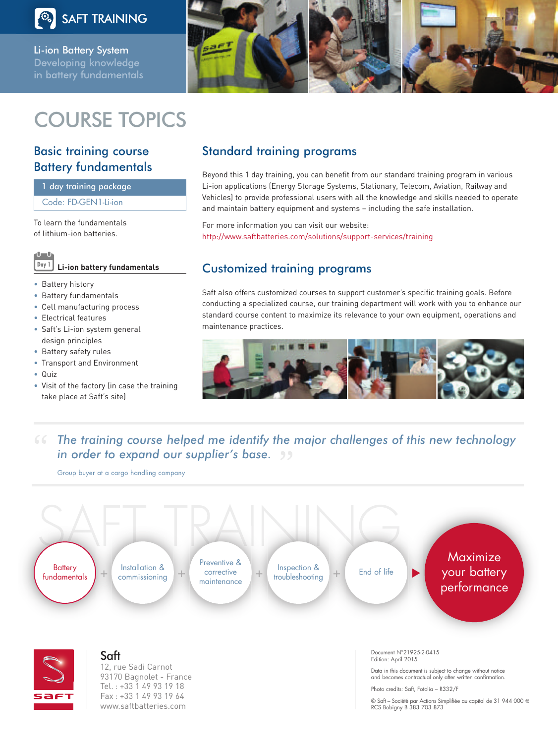**SAFT TRAINING**

Li-ion Battery System
Developing knowledge
in battery fundamentals

# COURSE TOPICS

## Basic training course Battery fundamentals

1 day training package

Code: FD-GEN1-Li-ion

To learn the fundamentals of lithium-ion batteries.

### Day 1 Li-ion battery fundamentals

- Battery history
- Battery fundamentals
- Cell manufacturing process
- Electrical features
- Saft's Li-ion system general design principles
- Battery safety rules
- Transport and Environment
- Quiz
- Visit of the factory (in case the training take place at Saft's site)

## Standard training programs

Beyond this 1 day training, you can benefit from our standard training program in various Li-ion applications (Energy Storage Systems, Stationary, Telecom, Aviation, Railway and Vehicles) to provide professional users with all the knowledge and skills needed to operate and maintain battery equipment and systems – including the safe installation.

For more information you can visit our website:
http://www.saftbatteries.com/solutions/support-services/training

## Customized training programs

Saft also offers customized courses to support customer's specific training goals. Before conducting a specialized course, our training department will work with you to enhance our standard course content to maximize its relevance to your own equipment, operations and maintenance practices.

*"The training course helped me identify the major challenges of this new technology in order to expand our supplier's base."*

Group buyer at a cargo handling company

SAFT TRAINING

Battery fundamentals + Installation & commissioning + Preventive & corrective maintenance + Inspection & troubleshooting + End of life ▶ Maximize your battery performance

**Saft**
12, rue Sadi Carnot
93170 Bagnolet - France
Tel. : +33 1 49 93 19 18
Fax : +33 1 49 93 19 64
www.saftbatteries.com

Document N°21925-2-0415
Edition: April 2015

Data in this document is subject to change without notice and becomes contractual only after written confirmation.

Photo credits: Saft, Fotolia – R332/F

© Saft – Société par Actions Simplifiée au capital de 31 944 000 €
RCS Bobigny B 383 703 873